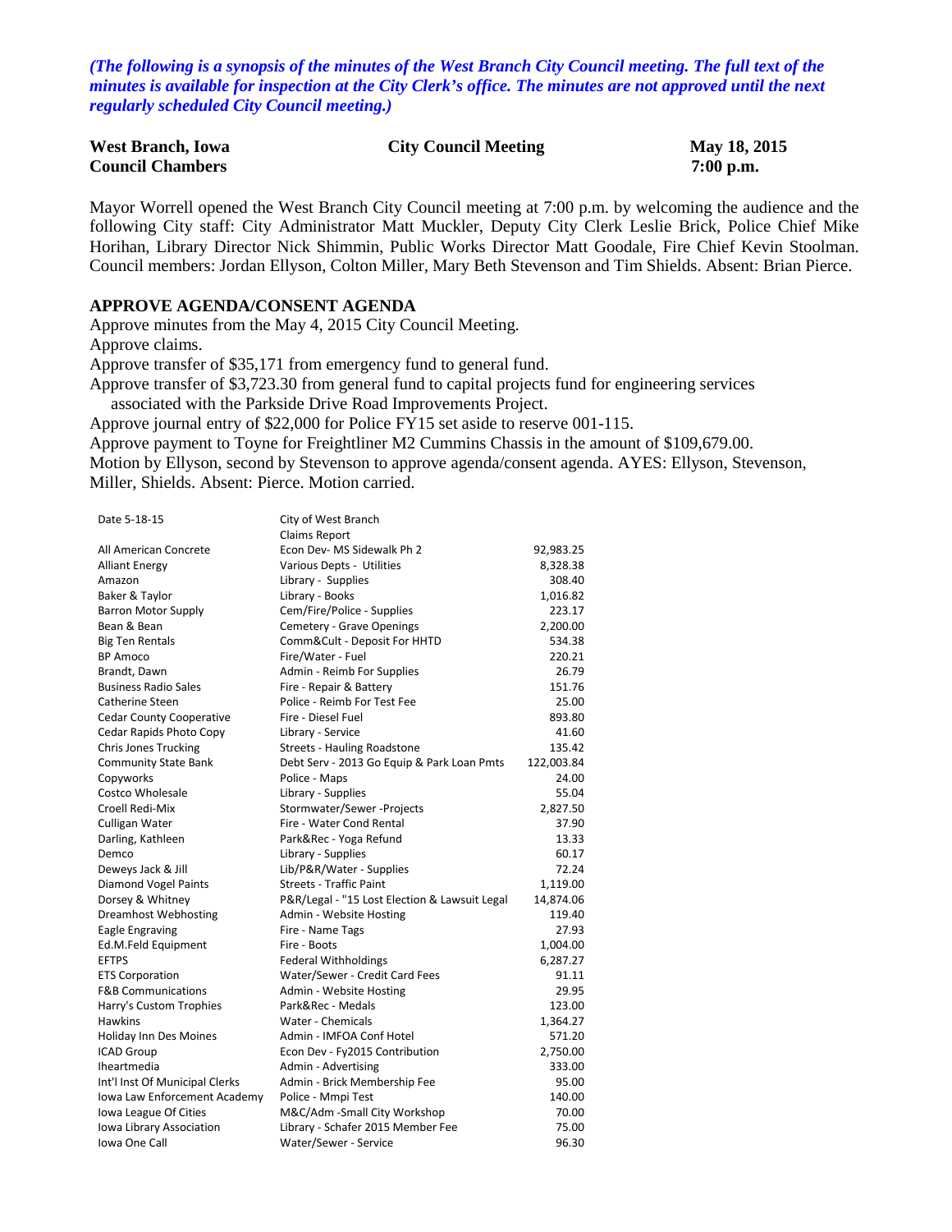*(The following is a synopsis of the minutes of the West Branch City Council meeting. The full text of the minutes is available for inspection at the City Clerk's office. The minutes are not approved until the next regularly scheduled City Council meeting.)*

**West Branch, Iowa** **City Council Meeting** **May 18, 2015**
**Council Chambers** **7:00 p.m.**

Mayor Worrell opened the West Branch City Council meeting at 7:00 p.m. by welcoming the audience and the following City staff: City Administrator Matt Muckler, Deputy City Clerk Leslie Brick, Police Chief Mike Horihan, Library Director Nick Shimmin, Public Works Director Matt Goodale, Fire Chief Kevin Stoolman. Council members: Jordan Ellyson, Colton Miller, Mary Beth Stevenson and Tim Shields. Absent: Brian Pierce.

## APPROVE AGENDA/CONSENT AGENDA

Approve minutes from the May 4, 2015 City Council Meeting.
Approve claims.
Approve transfer of $35,171 from emergency fund to general fund.
Approve transfer of $3,723.30 from general fund to capital projects fund for engineering services associated with the Parkside Drive Road Improvements Project.
Approve journal entry of $22,000 for Police FY15 set aside to reserve 001-115.
Approve payment to Toyne for Freightliner M2 Cummins Chassis in the amount of $109,679.00.
Motion by Ellyson, second by Stevenson to approve agenda/consent agenda. AYES: Ellyson, Stevenson, Miller, Shields. Absent: Pierce. Motion carried.

| Date 5-18-15 | City of West Branch | |
|---|---|---|
| | Claims Report | |
| All American Concrete | Econ Dev- MS Sidewalk Ph 2 | 92,983.25 |
| Alliant Energy | Various Depts - Utilities | 8,328.38 |
| Amazon | Library - Supplies | 308.40 |
| Baker & Taylor | Library - Books | 1,016.82 |
| Barron Motor Supply | Cem/Fire/Police - Supplies | 223.17 |
| Bean & Bean | Cemetery - Grave Openings | 2,200.00 |
| Big Ten Rentals | Comm&Cult - Deposit For HHTD | 534.38 |
| BP Amoco | Fire/Water - Fuel | 220.21 |
| Brandt, Dawn | Admin - Reimb For Supplies | 26.79 |
| Business Radio Sales | Fire - Repair & Battery | 151.76 |
| Catherine Steen | Police - Reimb For Test Fee | 25.00 |
| Cedar County Cooperative | Fire - Diesel Fuel | 893.80 |
| Cedar Rapids Photo Copy | Library - Service | 41.60 |
| Chris Jones Trucking | Streets - Hauling Roadstone | 135.42 |
| Community State Bank | Debt Serv - 2013 Go Equip & Park Loan Pmts | 122,003.84 |
| Copyworks | Police - Maps | 24.00 |
| Costco Wholesale | Library - Supplies | 55.04 |
| Croell Redi-Mix | Stormwater/Sewer -Projects | 2,827.50 |
| Culligan Water | Fire - Water Cond Rental | 37.90 |
| Darling, Kathleen | Park&Rec - Yoga Refund | 13.33 |
| Demco | Library - Supplies | 60.17 |
| Deweys Jack & Jill | Lib/P&R/Water - Supplies | 72.24 |
| Diamond Vogel Paints | Streets - Traffic Paint | 1,119.00 |
| Dorsey & Whitney | P&R/Legal - "15 Lost Election & Lawsuit Legal | 14,874.06 |
| Dreamhost Webhosting | Admin - Website Hosting | 119.40 |
| Eagle Engraving | Fire - Name Tags | 27.93 |
| Ed.M.Feld Equipment | Fire - Boots | 1,004.00 |
| EFTPS | Federal Withholdings | 6,287.27 |
| ETS Corporation | Water/Sewer - Credit Card Fees | 91.11 |
| F&B Communications | Admin - Website Hosting | 29.95 |
| Harry's Custom Trophies | Park&Rec - Medals | 123.00 |
| Hawkins | Water - Chemicals | 1,364.27 |
| Holiday Inn Des Moines | Admin - IMFOA Conf Hotel | 571.20 |
| ICAD Group | Econ Dev - Fy2015 Contribution | 2,750.00 |
| Iheartmedia | Admin - Advertising | 333.00 |
| Int'l Inst Of Municipal Clerks | Admin - Brick Membership Fee | 95.00 |
| Iowa Law Enforcement Academy | Police - Mmpi Test | 140.00 |
| Iowa League Of Cities | M&C/Adm -Small City Workshop | 70.00 |
| Iowa Library Association | Library - Schafer 2015 Member Fee | 75.00 |
| Iowa One Call | Water/Sewer - Service | 96.30 |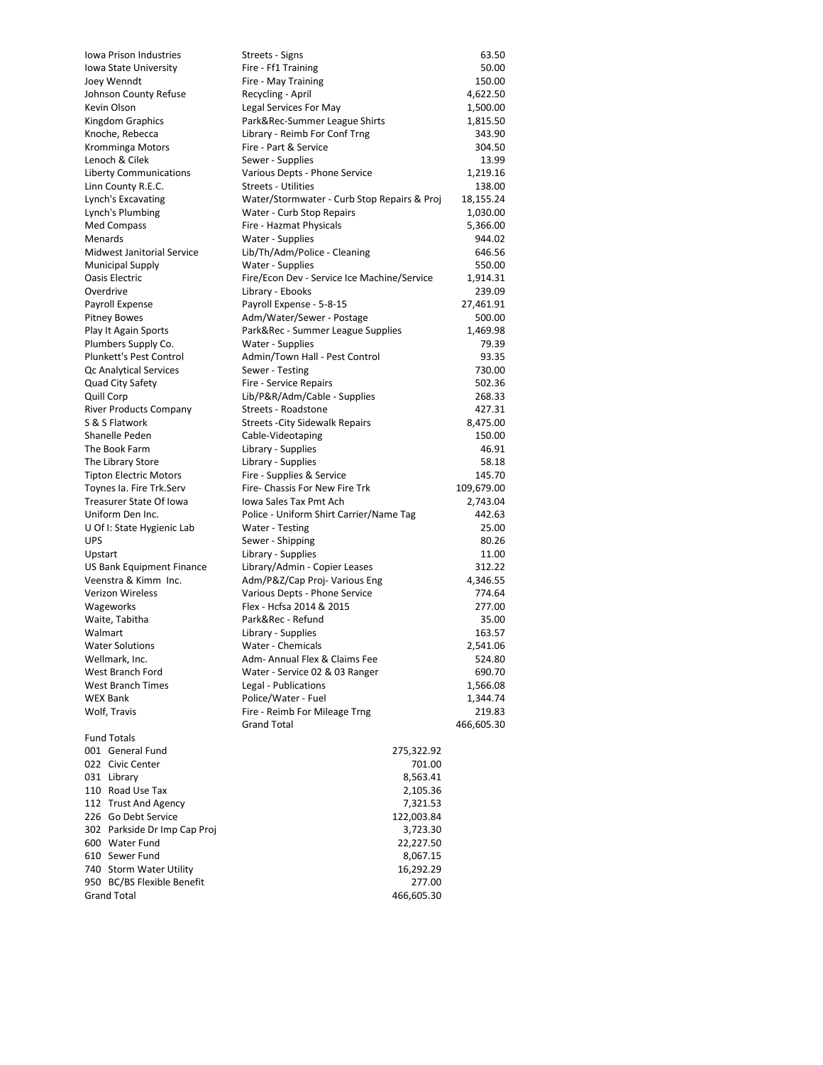| Vendor | Description | Amount |
|---|---|---|
| Iowa Prison Industries | Streets - Signs | 63.50 |
| Iowa State University | Fire - Ff1 Training | 50.00 |
| Joey Wenndt | Fire - May Training | 150.00 |
| Johnson County Refuse | Recycling - April | 4,622.50 |
| Kevin Olson | Legal Services For May | 1,500.00 |
| Kingdom Graphics | Park&Rec-Summer League Shirts | 1,815.50 |
| Knoche, Rebecca | Library - Reimb For Conf Trng | 343.90 |
| Kromminga Motors | Fire - Part & Service | 304.50 |
| Lenoch & Cilek | Sewer - Supplies | 13.99 |
| Liberty Communications | Various Depts - Phone Service | 1,219.16 |
| Linn County R.E.C. | Streets - Utilities | 138.00 |
| Lynch's Excavating | Water/Stormwater - Curb Stop Repairs & Proj | 18,155.24 |
| Lynch's Plumbing | Water - Curb Stop Repairs | 1,030.00 |
| Med Compass | Fire - Hazmat Physicals | 5,366.00 |
| Menards | Water - Supplies | 944.02 |
| Midwest Janitorial Service | Lib/Th/Adm/Police - Cleaning | 646.56 |
| Municipal Supply | Water - Supplies | 550.00 |
| Oasis Electric | Fire/Econ Dev - Service Ice Machine/Service | 1,914.31 |
| Overdrive | Library - Ebooks | 239.09 |
| Payroll Expense | Payroll Expense - 5-8-15 | 27,461.91 |
| Pitney Bowes | Adm/Water/Sewer - Postage | 500.00 |
| Play It Again Sports | Park&Rec - Summer League Supplies | 1,469.98 |
| Plumbers Supply Co. | Water - Supplies | 79.39 |
| Plunkett's Pest Control | Admin/Town Hall - Pest Control | 93.35 |
| Qc Analytical Services | Sewer - Testing | 730.00 |
| Quad City Safety | Fire - Service Repairs | 502.36 |
| Quill Corp | Lib/P&R/Adm/Cable - Supplies | 268.33 |
| River Products Company | Streets - Roadstone | 427.31 |
| S & S Flatwork | Streets -City Sidewalk Repairs | 8,475.00 |
| Shanelle Peden | Cable-Videotaping | 150.00 |
| The Book Farm | Library - Supplies | 46.91 |
| The Library Store | Library - Supplies | 58.18 |
| Tipton Electric Motors | Fire - Supplies & Service | 145.70 |
| Toynes Ia. Fire Trk.Serv | Fire- Chassis For New Fire Trk | 109,679.00 |
| Treasurer State Of Iowa | Iowa Sales Tax Pmt Ach | 2,743.04 |
| Uniform Den Inc. | Police - Uniform Shirt Carrier/Name Tag | 442.63 |
| U Of I: State Hygienic Lab | Water - Testing | 25.00 |
| UPS | Sewer - Shipping | 80.26 |
| Upstart | Library - Supplies | 11.00 |
| US Bank Equipment Finance | Library/Admin - Copier Leases | 312.22 |
| Veenstra & Kimm Inc. | Adm/P&Z/Cap Proj- Various Eng | 4,346.55 |
| Verizon Wireless | Various Depts - Phone Service | 774.64 |
| Wageworks | Flex - Hcfsa 2014 & 2015 | 277.00 |
| Waite, Tabitha | Park&Rec - Refund | 35.00 |
| Walmart | Library - Supplies | 163.57 |
| Water Solutions | Water - Chemicals | 2,541.06 |
| Wellmark, Inc. | Adm- Annual Flex & Claims Fee | 524.80 |
| West Branch Ford | Water - Service 02 & 03 Ranger | 690.70 |
| West Branch Times | Legal - Publications | 1,566.08 |
| WEX Bank | Police/Water - Fuel | 1,344.74 |
| Wolf, Travis | Fire - Reimb For Mileage Trng | 219.83 |
| | Grand Total | 466,605.30 |

Fund Totals

| Fund | Amount |
|---|---|
| 001 General Fund | 275,322.92 |
| 022 Civic Center | 701.00 |
| 031 Library | 8,563.41 |
| 110 Road Use Tax | 2,105.36 |
| 112 Trust And Agency | 7,321.53 |
| 226 Go Debt Service | 122,003.84 |
| 302 Parkside Dr Imp Cap Proj | 3,723.30 |
| 600 Water Fund | 22,227.50 |
| 610 Sewer Fund | 8,067.15 |
| 740 Storm Water Utility | 16,292.29 |
| 950 BC/BS Flexible Benefit | 277.00 |
| Grand Total | 466,605.30 |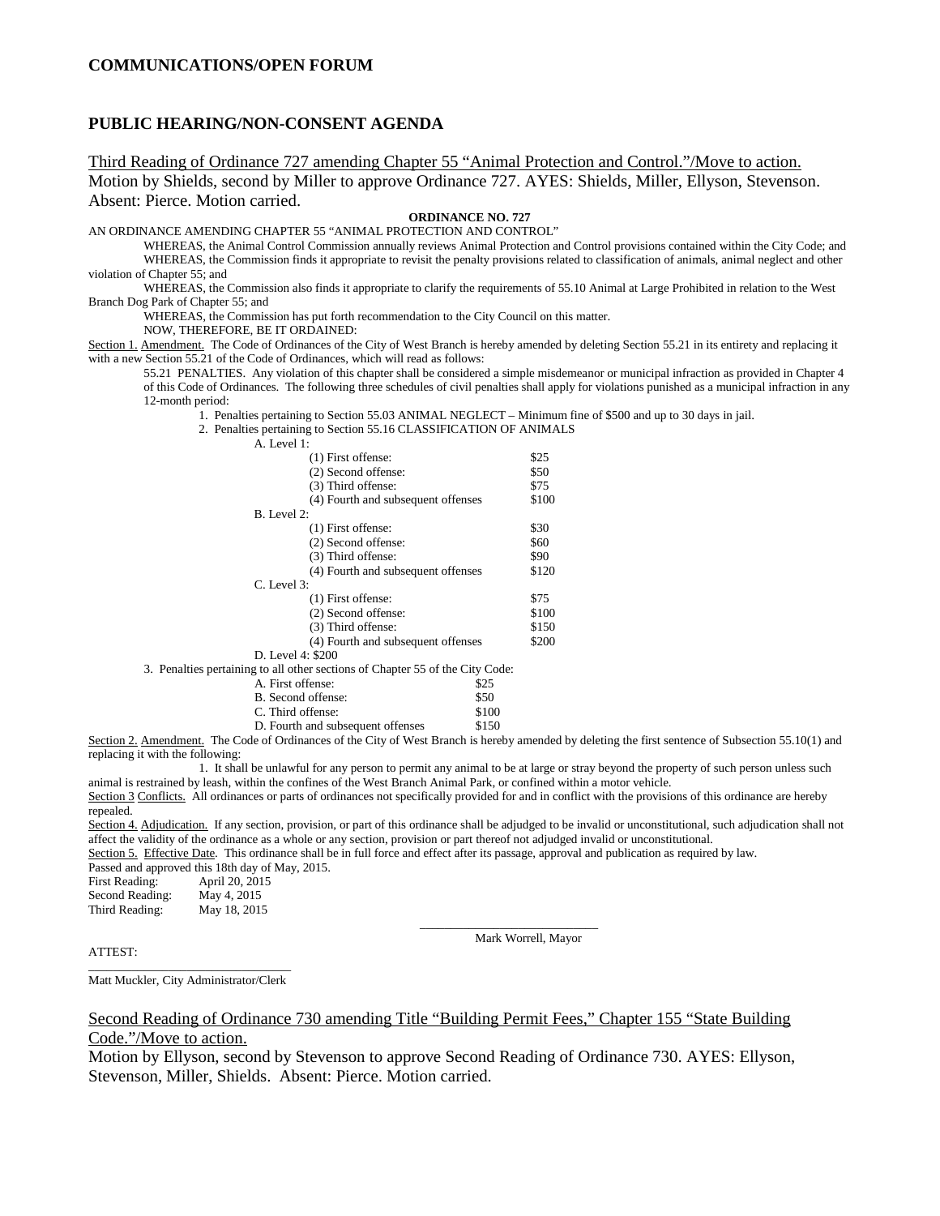**COMMUNICATIONS/OPEN FORUM**

**PUBLIC HEARING/NON-CONSENT AGENDA**

Third Reading of Ordinance 727 amending Chapter 55 "Animal Protection and Control."/Move to action.
Motion by Shields, second by Miller to approve Ordinance 727. AYES: Shields, Miller, Ellyson, Stevenson. Absent: Pierce. Motion carried.

**ORDINANCE NO. 727**

AN ORDINANCE AMENDING CHAPTER 55 "ANIMAL PROTECTION AND CONTROL"

WHEREAS, the Animal Control Commission annually reviews Animal Protection and Control provisions contained within the City Code; and

WHEREAS, the Commission finds it appropriate to revisit the penalty provisions related to classification of animals, animal neglect and other violation of Chapter 55; and

WHEREAS, the Commission also finds it appropriate to clarify the requirements of 55.10 Animal at Large Prohibited in relation to the West Branch Dog Park of Chapter 55; and

WHEREAS, the Commission has put forth recommendation to the City Council on this matter.

NOW, THEREFORE, BE IT ORDAINED:

Section 1. Amendment. The Code of Ordinances of the City of West Branch is hereby amended by deleting Section 55.21 in its entirety and replacing it with a new Section 55.21 of the Code of Ordinances, which will read as follows:

55.21 PENALTIES. Any violation of this chapter shall be considered a simple misdemeanor or municipal infraction as provided in Chapter 4 of this Code of Ordinances. The following three schedules of civil penalties shall apply for violations punished as a municipal infraction in any 12-month period:

1. Penalties pertaining to Section 55.03 ANIMAL NEGLECT – Minimum fine of $500 and up to 30 days in jail.
2. Penalties pertaining to Section 55.16 CLASSIFICATION OF ANIMALS
   - A. Level 1:
     - (1) First offense: $25
     - (2) Second offense: $50
     - (3) Third offense: $75
     - (4) Fourth and subsequent offenses $100
   - B. Level 2:
     - (1) First offense: $30
     - (2) Second offense: $60
     - (3) Third offense: $90
     - (4) Fourth and subsequent offenses $120
   - C. Level 3:
     - (1) First offense: $75
     - (2) Second offense: $100
     - (3) Third offense: $150
     - (4) Fourth and subsequent offenses $200
   - D. Level 4: $200
3. Penalties pertaining to all other sections of Chapter 55 of the City Code:
   - A. First offense: $25
   - B. Second offense: $50
   - C. Third offense: $100
   - D. Fourth and subsequent offenses $150

Section 2. Amendment. The Code of Ordinances of the City of West Branch is hereby amended by deleting the first sentence of Subsection 55.10(1) and replacing it with the following:

1. It shall be unlawful for any person to permit any animal to be at large or stray beyond the property of such person unless such animal is restrained by leash, within the confines of the West Branch Animal Park, or confined within a motor vehicle.

Section 3 Conflicts. All ordinances or parts of ordinances not specifically provided for and in conflict with the provisions of this ordinance are hereby repealed.

Section 4. Adjudication. If any section, provision, or part of this ordinance shall be adjudged to be invalid or unconstitutional, such adjudication shall not affect the validity of the ordinance as a whole or any section, provision or part thereof not adjudged invalid or unconstitutional.

Section 5. Effective Date. This ordinance shall be in full force and effect after its passage, approval and publication as required by law.

Passed and approved this 18th day of May, 2015.

First Reading: April 20, 2015
Second Reading: May 4, 2015
Third Reading: May 18, 2015

\_\_\_\_\_\_\_\_\_\_\_\_\_\_\_\_\_\_\_\_\_\_\_\_\_\_\_\_
Mark Worrell, Mayor

ATTEST:

\_\_\_\_\_\_\_\_\_\_\_\_\_\_\_\_\_\_\_\_\_\_\_\_\_\_\_\_
Matt Muckler, City Administrator/Clerk

Second Reading of Ordinance 730 amending Title "Building Permit Fees," Chapter 155 "State Building Code."/Move to action.
Motion by Ellyson, second by Stevenson to approve Second Reading of Ordinance 730. AYES: Ellyson, Stevenson, Miller, Shields. Absent: Pierce. Motion carried.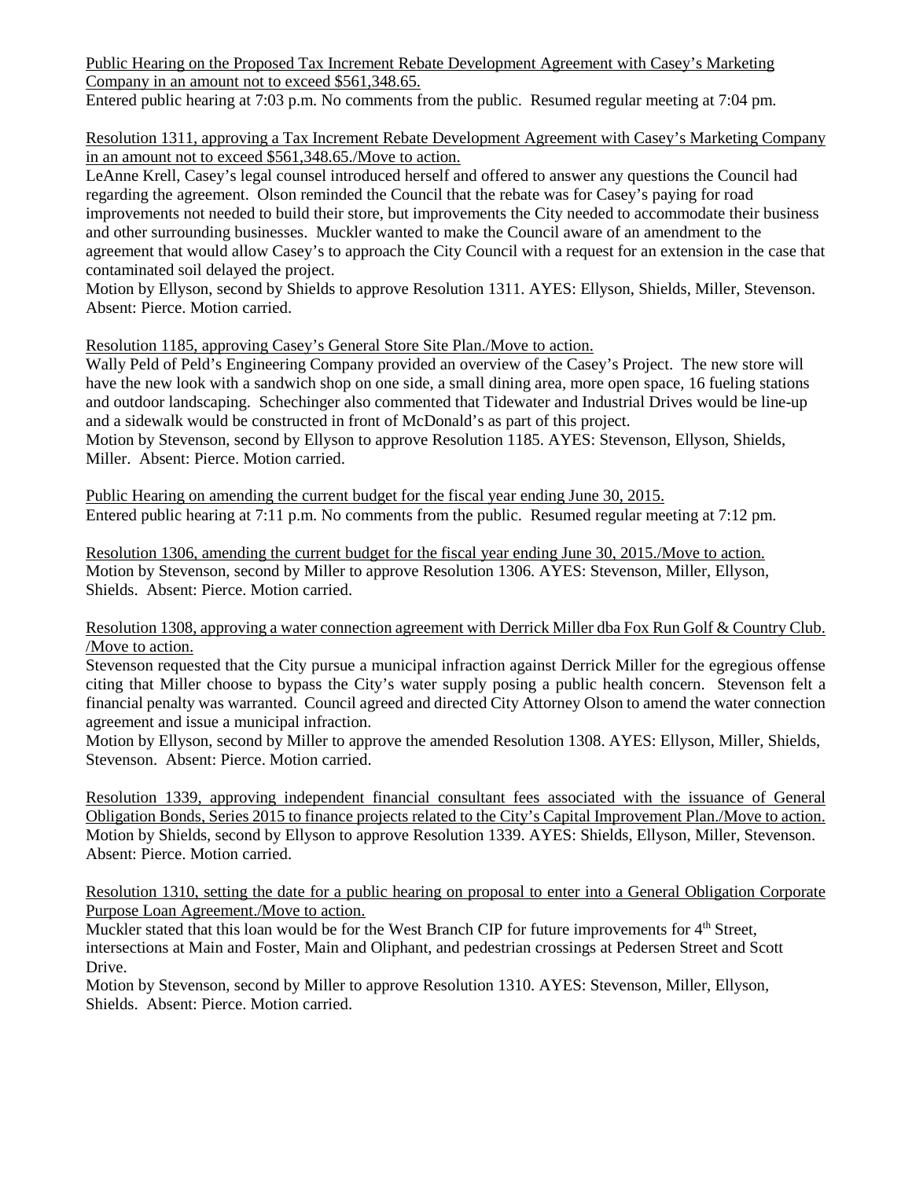Public Hearing on the Proposed Tax Increment Rebate Development Agreement with Casey's Marketing Company in an amount not to exceed $561,348.65.

Entered public hearing at 7:03 p.m. No comments from the public. Resumed regular meeting at 7:04 pm.

Resolution 1311, approving a Tax Increment Rebate Development Agreement with Casey's Marketing Company in an amount not to exceed $561,348.65./Move to action.

LeAnne Krell, Casey's legal counsel introduced herself and offered to answer any questions the Council had regarding the agreement. Olson reminded the Council that the rebate was for Casey's paying for road improvements not needed to build their store, but improvements the City needed to accommodate their business and other surrounding businesses. Muckler wanted to make the Council aware of an amendment to the agreement that would allow Casey's to approach the City Council with a request for an extension in the case that contaminated soil delayed the project.

Motion by Ellyson, second by Shields to approve Resolution 1311. AYES: Ellyson, Shields, Miller, Stevenson. Absent: Pierce. Motion carried.

Resolution 1185, approving Casey's General Store Site Plan./Move to action.

Wally Peld of Peld's Engineering Company provided an overview of the Casey's Project. The new store will have the new look with a sandwich shop on one side, a small dining area, more open space, 16 fueling stations and outdoor landscaping. Schechinger also commented that Tidewater and Industrial Drives would be line-up and a sidewalk would be constructed in front of McDonald's as part of this project.

Motion by Stevenson, second by Ellyson to approve Resolution 1185. AYES: Stevenson, Ellyson, Shields, Miller. Absent: Pierce. Motion carried.

Public Hearing on amending the current budget for the fiscal year ending June 30, 2015.

Entered public hearing at 7:11 p.m. No comments from the public. Resumed regular meeting at 7:12 pm.

Resolution 1306, amending the current budget for the fiscal year ending June 30, 2015./Move to action.

Motion by Stevenson, second by Miller to approve Resolution 1306. AYES: Stevenson, Miller, Ellyson, Shields. Absent: Pierce. Motion carried.

Resolution 1308, approving a water connection agreement with Derrick Miller dba Fox Run Golf & Country Club. /Move to action.

Stevenson requested that the City pursue a municipal infraction against Derrick Miller for the egregious offense citing that Miller choose to bypass the City's water supply posing a public health concern. Stevenson felt a financial penalty was warranted. Council agreed and directed City Attorney Olson to amend the water connection agreement and issue a municipal infraction.

Motion by Ellyson, second by Miller to approve the amended Resolution 1308. AYES: Ellyson, Miller, Shields, Stevenson. Absent: Pierce. Motion carried.

Resolution 1339, approving independent financial consultant fees associated with the issuance of General Obligation Bonds, Series 2015 to finance projects related to the City's Capital Improvement Plan./Move to action.

Motion by Shields, second by Ellyson to approve Resolution 1339. AYES: Shields, Ellyson, Miller, Stevenson. Absent: Pierce. Motion carried.

Resolution 1310, setting the date for a public hearing on proposal to enter into a General Obligation Corporate Purpose Loan Agreement./Move to action.

Muckler stated that this loan would be for the West Branch CIP for future improvements for 4th Street, intersections at Main and Foster, Main and Oliphant, and pedestrian crossings at Pedersen Street and Scott Drive.

Motion by Stevenson, second by Miller to approve Resolution 1310. AYES: Stevenson, Miller, Ellyson, Shields. Absent: Pierce. Motion carried.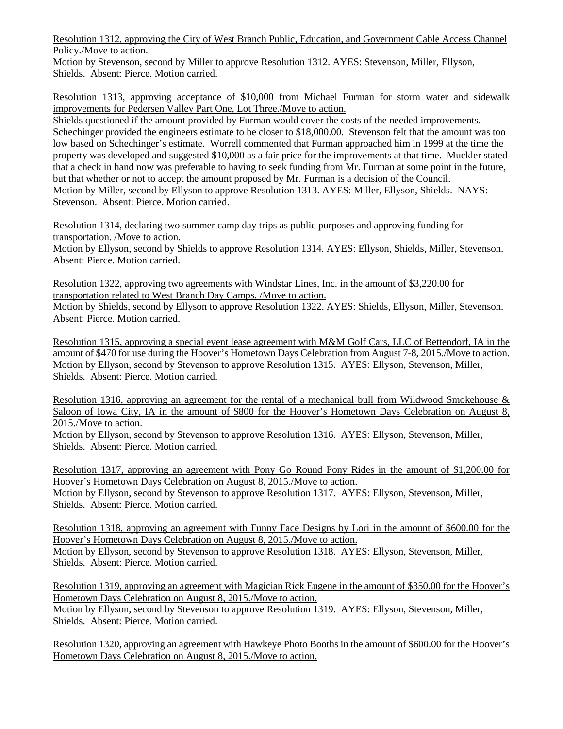Resolution 1312, approving the City of West Branch Public, Education, and Government Cable Access Channel Policy./Move to action.

Motion by Stevenson, second by Miller to approve Resolution 1312. AYES: Stevenson, Miller, Ellyson, Shields. Absent: Pierce. Motion carried.

Resolution 1313, approving acceptance of $10,000 from Michael Furman for storm water and sidewalk improvements for Pedersen Valley Part One, Lot Three./Move to action.

Shields questioned if the amount provided by Furman would cover the costs of the needed improvements. Schechinger provided the engineers estimate to be closer to $18,000.00. Stevenson felt that the amount was too low based on Schechinger's estimate. Worrell commented that Furman approached him in 1999 at the time the property was developed and suggested $10,000 as a fair price for the improvements at that time. Muckler stated that a check in hand now was preferable to having to seek funding from Mr. Furman at some point in the future, but that whether or not to accept the amount proposed by Mr. Furman is a decision of the Council.

Motion by Miller, second by Ellyson to approve Resolution 1313. AYES: Miller, Ellyson, Shields. NAYS: Stevenson. Absent: Pierce. Motion carried.

Resolution 1314, declaring two summer camp day trips as public purposes and approving funding for transportation. /Move to action.

Motion by Ellyson, second by Shields to approve Resolution 1314. AYES: Ellyson, Shields, Miller, Stevenson. Absent: Pierce. Motion carried.

Resolution 1322, approving two agreements with Windstar Lines, Inc. in the amount of $3,220.00 for transportation related to West Branch Day Camps. /Move to action.

Motion by Shields, second by Ellyson to approve Resolution 1322. AYES: Shields, Ellyson, Miller, Stevenson. Absent: Pierce. Motion carried.

Resolution 1315, approving a special event lease agreement with M&M Golf Cars, LLC of Bettendorf, IA in the amount of $470 for use during the Hoover's Hometown Days Celebration from August 7-8, 2015./Move to action.

Motion by Ellyson, second by Stevenson to approve Resolution 1315. AYES: Ellyson, Stevenson, Miller, Shields. Absent: Pierce. Motion carried.

Resolution 1316, approving an agreement for the rental of a mechanical bull from Wildwood Smokehouse & Saloon of Iowa City, IA in the amount of $800 for the Hoover's Hometown Days Celebration on August 8, 2015./Move to action.

Motion by Ellyson, second by Stevenson to approve Resolution 1316. AYES: Ellyson, Stevenson, Miller, Shields. Absent: Pierce. Motion carried.

Resolution 1317, approving an agreement with Pony Go Round Pony Rides in the amount of $1,200.00 for Hoover's Hometown Days Celebration on August 8, 2015./Move to action.

Motion by Ellyson, second by Stevenson to approve Resolution 1317. AYES: Ellyson, Stevenson, Miller, Shields. Absent: Pierce. Motion carried.

Resolution 1318, approving an agreement with Funny Face Designs by Lori in the amount of $600.00 for the Hoover's Hometown Days Celebration on August 8, 2015./Move to action.

Motion by Ellyson, second by Stevenson to approve Resolution 1318. AYES: Ellyson, Stevenson, Miller, Shields. Absent: Pierce. Motion carried.

Resolution 1319, approving an agreement with Magician Rick Eugene in the amount of $350.00 for the Hoover's Hometown Days Celebration on August 8, 2015./Move to action.

Motion by Ellyson, second by Stevenson to approve Resolution 1319. AYES: Ellyson, Stevenson, Miller, Shields. Absent: Pierce. Motion carried.

Resolution 1320, approving an agreement with Hawkeye Photo Booths in the amount of $600.00 for the Hoover's Hometown Days Celebration on August 8, 2015./Move to action.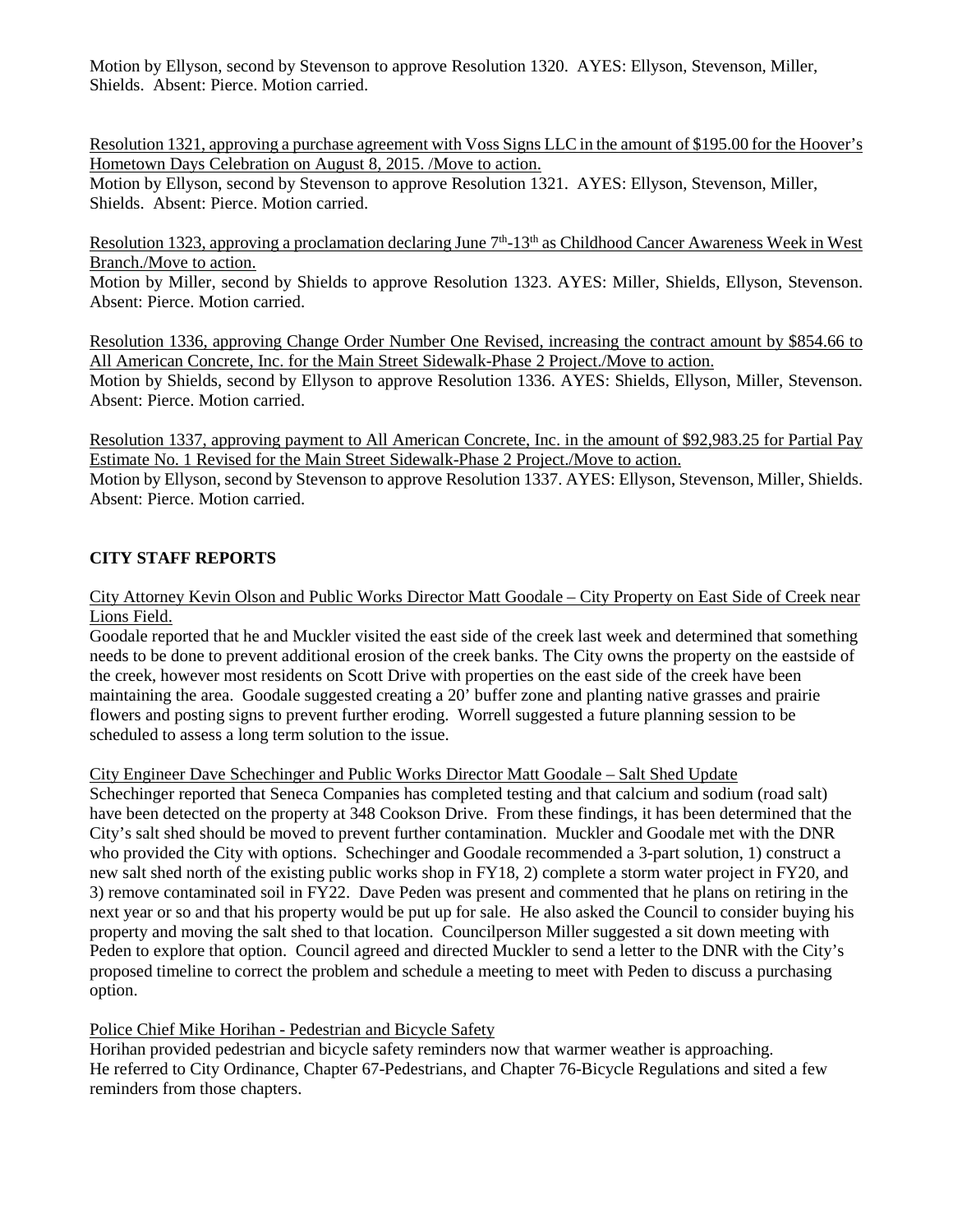Motion by Ellyson, second by Stevenson to approve Resolution 1320. AYES: Ellyson, Stevenson, Miller, Shields. Absent: Pierce. Motion carried.

Resolution 1321, approving a purchase agreement with Voss Signs LLC in the amount of $195.00 for the Hoover's Hometown Days Celebration on August 8, 2015. /Move to action.
Motion by Ellyson, second by Stevenson to approve Resolution 1321. AYES: Ellyson, Stevenson, Miller, Shields. Absent: Pierce. Motion carried.

Resolution 1323, approving a proclamation declaring June 7th-13th as Childhood Cancer Awareness Week in West Branch./Move to action.
Motion by Miller, second by Shields to approve Resolution 1323. AYES: Miller, Shields, Ellyson, Stevenson. Absent: Pierce. Motion carried.

Resolution 1336, approving Change Order Number One Revised, increasing the contract amount by $854.66 to All American Concrete, Inc. for the Main Street Sidewalk-Phase 2 Project./Move to action.
Motion by Shields, second by Ellyson to approve Resolution 1336. AYES: Shields, Ellyson, Miller, Stevenson. Absent: Pierce. Motion carried.

Resolution 1337, approving payment to All American Concrete, Inc. in the amount of $92,983.25 for Partial Pay Estimate No. 1 Revised for the Main Street Sidewalk-Phase 2 Project./Move to action.
Motion by Ellyson, second by Stevenson to approve Resolution 1337. AYES: Ellyson, Stevenson, Miller, Shields. Absent: Pierce. Motion carried.

**CITY STAFF REPORTS**

City Attorney Kevin Olson and Public Works Director Matt Goodale – City Property on East Side of Creek near Lions Field.
Goodale reported that he and Muckler visited the east side of the creek last week and determined that something needs to be done to prevent additional erosion of the creek banks. The City owns the property on the eastside of the creek, however most residents on Scott Drive with properties on the east side of the creek have been maintaining the area. Goodale suggested creating a 20' buffer zone and planting native grasses and prairie flowers and posting signs to prevent further eroding. Worrell suggested a future planning session to be scheduled to assess a long term solution to the issue.

City Engineer Dave Schechinger and Public Works Director Matt Goodale – Salt Shed Update
Schechinger reported that Seneca Companies has completed testing and that calcium and sodium (road salt) have been detected on the property at 348 Cookson Drive. From these findings, it has been determined that the City's salt shed should be moved to prevent further contamination. Muckler and Goodale met with the DNR who provided the City with options. Schechinger and Goodale recommended a 3-part solution, 1) construct a new salt shed north of the existing public works shop in FY18, 2) complete a storm water project in FY20, and 3) remove contaminated soil in FY22. Dave Peden was present and commented that he plans on retiring in the next year or so and that his property would be put up for sale. He also asked the Council to consider buying his property and moving the salt shed to that location. Councilperson Miller suggested a sit down meeting with Peden to explore that option. Council agreed and directed Muckler to send a letter to the DNR with the City's proposed timeline to correct the problem and schedule a meeting to meet with Peden to discuss a purchasing option.

Police Chief Mike Horihan - Pedestrian and Bicycle Safety
Horihan provided pedestrian and bicycle safety reminders now that warmer weather is approaching. He referred to City Ordinance, Chapter 67-Pedestrians, and Chapter 76-Bicycle Regulations and sited a few reminders from those chapters.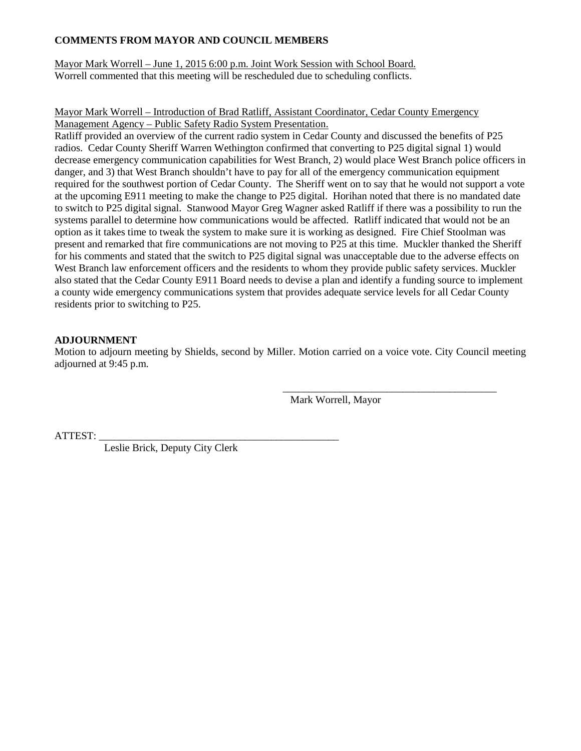**COMMENTS FROM MAYOR AND COUNCIL MEMBERS**

Mayor Mark Worrell – June 1, 2015 6:00 p.m. Joint Work Session with School Board.
Worrell commented that this meeting will be rescheduled due to scheduling conflicts.

Mayor Mark Worrell – Introduction of Brad Ratliff, Assistant Coordinator, Cedar County Emergency Management Agency – Public Safety Radio System Presentation.
Ratliff provided an overview of the current radio system in Cedar County and discussed the benefits of P25 radios. Cedar County Sheriff Warren Wethington confirmed that converting to P25 digital signal 1) would decrease emergency communication capabilities for West Branch, 2) would place West Branch police officers in danger, and 3) that West Branch shouldn't have to pay for all of the emergency communication equipment required for the southwest portion of Cedar County. The Sheriff went on to say that he would not support a vote at the upcoming E911 meeting to make the change to P25 digital. Horihan noted that there is no mandated date to switch to P25 digital signal. Stanwood Mayor Greg Wagner asked Ratliff if there was a possibility to run the systems parallel to determine how communications would be affected. Ratliff indicated that would not be an option as it takes time to tweak the system to make sure it is working as designed. Fire Chief Stoolman was present and remarked that fire communications are not moving to P25 at this time. Muckler thanked the Sheriff for his comments and stated that the switch to P25 digital signal was unacceptable due to the adverse effects on West Branch law enforcement officers and the residents to whom they provide public safety services. Muckler also stated that the Cedar County E911 Board needs to devise a plan and identify a funding source to implement a county wide emergency communications system that provides adequate service levels for all Cedar County residents prior to switching to P25.

**ADJOURNMENT**

Motion to adjourn meeting by Shields, second by Miller. Motion carried on a voice vote. City Council meeting adjourned at 9:45 p.m.

___________________________________________
Mark Worrell, Mayor

ATTEST: _______________________________________________
Leslie Brick, Deputy City Clerk